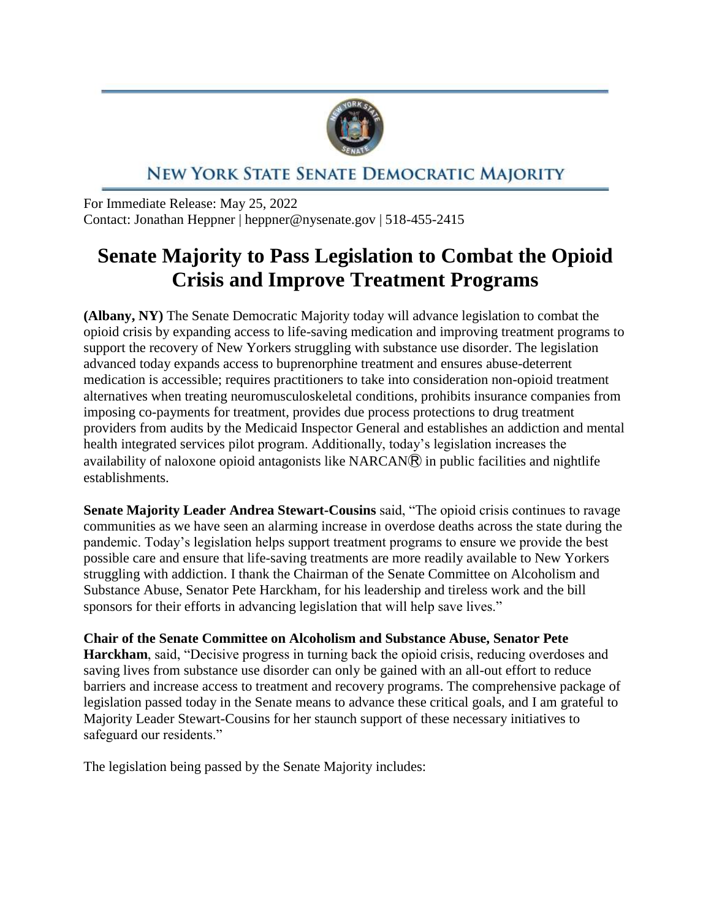NEW YORK STATE SENATE DEMOCRATIC MAJORITY

For Immediate Release: May 25, 2022
Contact: Jonathan Heppner | heppner@nysenate.gov | 518-455-2415

# Senate Majority to Pass Legislation to Combat the Opioid Crisis and Improve Treatment Programs

**(Albany, NY)** The Senate Democratic Majority today will advance legislation to combat the opioid crisis by expanding access to life-saving medication and improving treatment programs to support the recovery of New Yorkers struggling with substance use disorder. The legislation advanced today expands access to buprenorphine treatment and ensures abuse-deterrent medication is accessible; requires practitioners to take into consideration non-opioid treatment alternatives when treating neuromusculoskeletal conditions, prohibits insurance companies from imposing co-payments for treatment, provides due process protections to drug treatment providers from audits by the Medicaid Inspector General and establishes an addiction and mental health integrated services pilot program. Additionally, today's legislation increases the availability of naloxone opioid antagonists like NARCAN® in public facilities and nightlife establishments.

**Senate Majority Leader Andrea Stewart-Cousins** said, "The opioid crisis continues to ravage communities as we have seen an alarming increase in overdose deaths across the state during the pandemic. Today's legislation helps support treatment programs to ensure we provide the best possible care and ensure that life-saving treatments are more readily available to New Yorkers struggling with addiction. I thank the Chairman of the Senate Committee on Alcoholism and Substance Abuse, Senator Pete Harckham, for his leadership and tireless work and the bill sponsors for their efforts in advancing legislation that will help save lives."

**Chair of the Senate Committee on Alcoholism and Substance Abuse, Senator Pete Harckham**, said, "Decisive progress in turning back the opioid crisis, reducing overdoses and saving lives from substance use disorder can only be gained with an all-out effort to reduce barriers and increase access to treatment and recovery programs. The comprehensive package of legislation passed today in the Senate means to advance these critical goals, and I am grateful to Majority Leader Stewart-Cousins for her staunch support of these necessary initiatives to safeguard our residents."

The legislation being passed by the Senate Majority includes: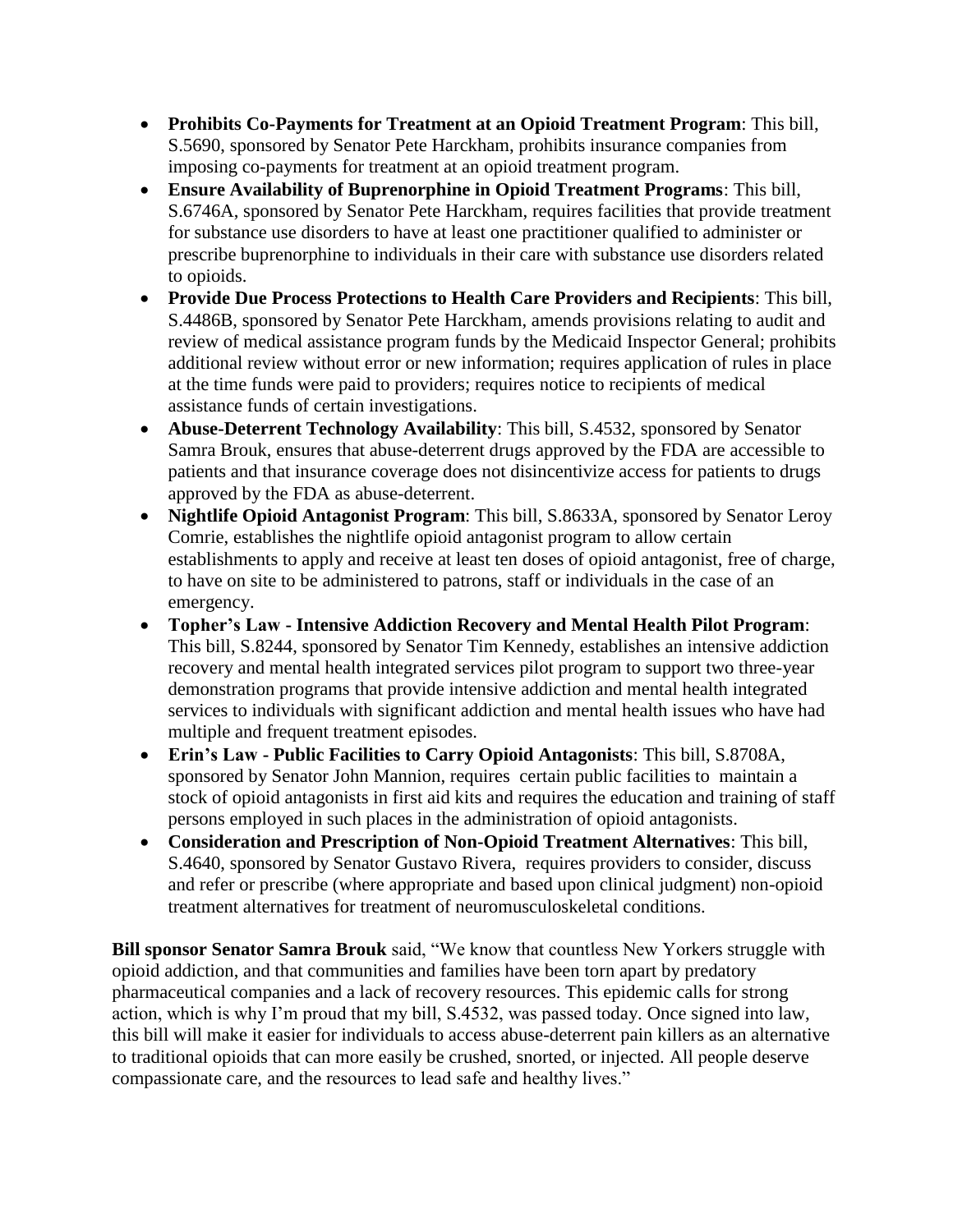- **Prohibits Co-Payments for Treatment at an Opioid Treatment Program**: This bill, S.5690, sponsored by Senator Pete Harckham, prohibits insurance companies from imposing co-payments for treatment at an opioid treatment program.
- **Ensure Availability of Buprenorphine in Opioid Treatment Programs**: This bill, S.6746A, sponsored by Senator Pete Harckham, requires facilities that provide treatment for substance use disorders to have at least one practitioner qualified to administer or prescribe buprenorphine to individuals in their care with substance use disorders related to opioids.
- **Provide Due Process Protections to Health Care Providers and Recipients**: This bill, S.4486B, sponsored by Senator Pete Harckham, amends provisions relating to audit and review of medical assistance program funds by the Medicaid Inspector General; prohibits additional review without error or new information; requires application of rules in place at the time funds were paid to providers; requires notice to recipients of medical assistance funds of certain investigations.
- **Abuse-Deterrent Technology Availability**: This bill, S.4532, sponsored by Senator Samra Brouk, ensures that abuse-deterrent drugs approved by the FDA are accessible to patients and that insurance coverage does not disincentivize access for patients to drugs approved by the FDA as abuse-deterrent.
- **Nightlife Opioid Antagonist Program**: This bill, S.8633A, sponsored by Senator Leroy Comrie, establishes the nightlife opioid antagonist program to allow certain establishments to apply and receive at least ten doses of opioid antagonist, free of charge, to have on site to be administered to patrons, staff or individuals in the case of an emergency.
- **Topher's Law - Intensive Addiction Recovery and Mental Health Pilot Program**: This bill, S.8244, sponsored by Senator Tim Kennedy, establishes an intensive addiction recovery and mental health integrated services pilot program to support two three-year demonstration programs that provide intensive addiction and mental health integrated services to individuals with significant addiction and mental health issues who have had multiple and frequent treatment episodes.
- **Erin's Law - Public Facilities to Carry Opioid Antagonists**: This bill, S.8708A, sponsored by Senator John Mannion, requires certain public facilities to maintain a stock of opioid antagonists in first aid kits and requires the education and training of staff persons employed in such places in the administration of opioid antagonists.
- **Consideration and Prescription of Non-Opioid Treatment Alternatives**: This bill, S.4640, sponsored by Senator Gustavo Rivera, requires providers to consider, discuss and refer or prescribe (where appropriate and based upon clinical judgment) non-opioid treatment alternatives for treatment of neuromusculoskeletal conditions.

**Bill sponsor Senator Samra Brouk** said, "We know that countless New Yorkers struggle with opioid addiction, and that communities and families have been torn apart by predatory pharmaceutical companies and a lack of recovery resources. This epidemic calls for strong action, which is why I'm proud that my bill, S.4532, was passed today. Once signed into law, this bill will make it easier for individuals to access abuse-deterrent pain killers as an alternative to traditional opioids that can more easily be crushed, snorted, or injected. All people deserve compassionate care, and the resources to lead safe and healthy lives."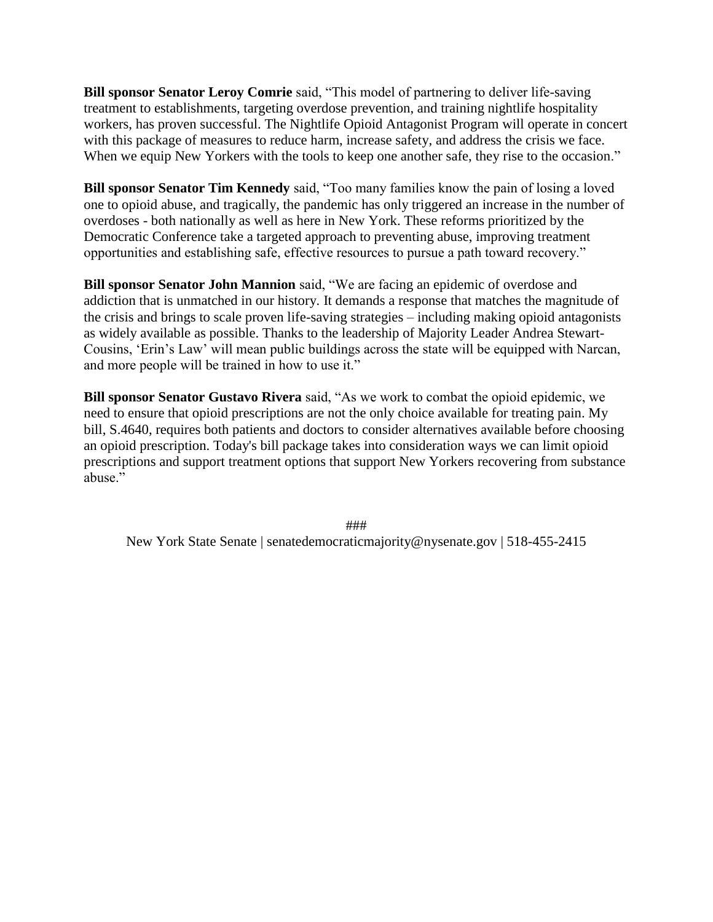**Bill sponsor Senator Leroy Comrie** said, "This model of partnering to deliver life-saving treatment to establishments, targeting overdose prevention, and training nightlife hospitality workers, has proven successful. The Nightlife Opioid Antagonist Program will operate in concert with this package of measures to reduce harm, increase safety, and address the crisis we face. When we equip New Yorkers with the tools to keep one another safe, they rise to the occasion."

**Bill sponsor Senator Tim Kennedy** said, "Too many families know the pain of losing a loved one to opioid abuse, and tragically, the pandemic has only triggered an increase in the number of overdoses - both nationally as well as here in New York. These reforms prioritized by the Democratic Conference take a targeted approach to preventing abuse, improving treatment opportunities and establishing safe, effective resources to pursue a path toward recovery."

**Bill sponsor Senator John Mannion** said, "We are facing an epidemic of overdose and addiction that is unmatched in our history. It demands a response that matches the magnitude of the crisis and brings to scale proven life-saving strategies – including making opioid antagonists as widely available as possible. Thanks to the leadership of Majority Leader Andrea Stewart-Cousins, 'Erin's Law' will mean public buildings across the state will be equipped with Narcan, and more people will be trained in how to use it."

**Bill sponsor Senator Gustavo Rivera** said, "As we work to combat the opioid epidemic, we need to ensure that opioid prescriptions are not the only choice available for treating pain. My bill, S.4640, requires both patients and doctors to consider alternatives available before choosing an opioid prescription. Today's bill package takes into consideration ways we can limit opioid prescriptions and support treatment options that support New Yorkers recovering from substance abuse."

###

New York State Senate | senatedemocraticmajority@nysenate.gov | 518-455-2415